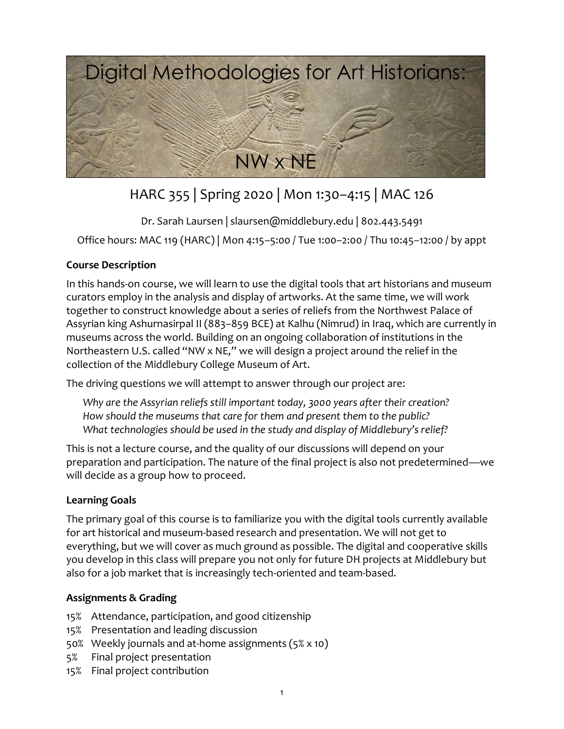# Digital Methodologies for Art Historians: NW x NE

## HARC 355 | Spring 2020 | Mon 1:30–4:15 | MAC 126

Dr. Sarah Laursen | slaursen@middlebury.edu | 802.443.5491

Office hours: MAC 119 (HARC) | Mon 4:15–5:00 / Tue 1:00–2:00 / Thu 10:45–12:00 / by appt

### Course Description

In this hands-on course, we will learn to use the digital tools that art historians and museum curators employ in the analysis and display of artworks. At the same time, we will work together to construct knowledge about a series of reliefs from the Northwest Palace of Assyrian king Ashurnasirpal II (883–859 BCE) at Kalhu (Nimrud) in Iraq, which are currently in museums across the world. Building on an ongoing collaboration of institutions in the Northeastern U.S. called "NW x NE," we will design a project around the relief in the collection of the Middlebury College Museum of Art.

The driving questions we will attempt to answer through our project are:

*Why are the Assyrian reliefs still important today, 3000 years after their creation?*
*How should the museums that care for them and present them to the public?*
*What technologies should be used in the study and display of Middlebury's relief?*

This is not a lecture course, and the quality of our discussions will depend on your preparation and participation. The nature of the final project is also not predetermined—we will decide as a group how to proceed.

### Learning Goals

The primary goal of this course is to familiarize you with the digital tools currently available for art historical and museum-based research and presentation. We will not get to everything, but we will cover as much ground as possible. The digital and cooperative skills you develop in this class will prepare you not only for future DH projects at Middlebury but also for a job market that is increasingly tech-oriented and team-based.

### Assignments & Grading

- 15% Attendance, participation, and good citizenship
- 15% Presentation and leading discussion
- 50% Weekly journals and at-home assignments (5% x 10)
- 5% Final project presentation
- 15% Final project contribution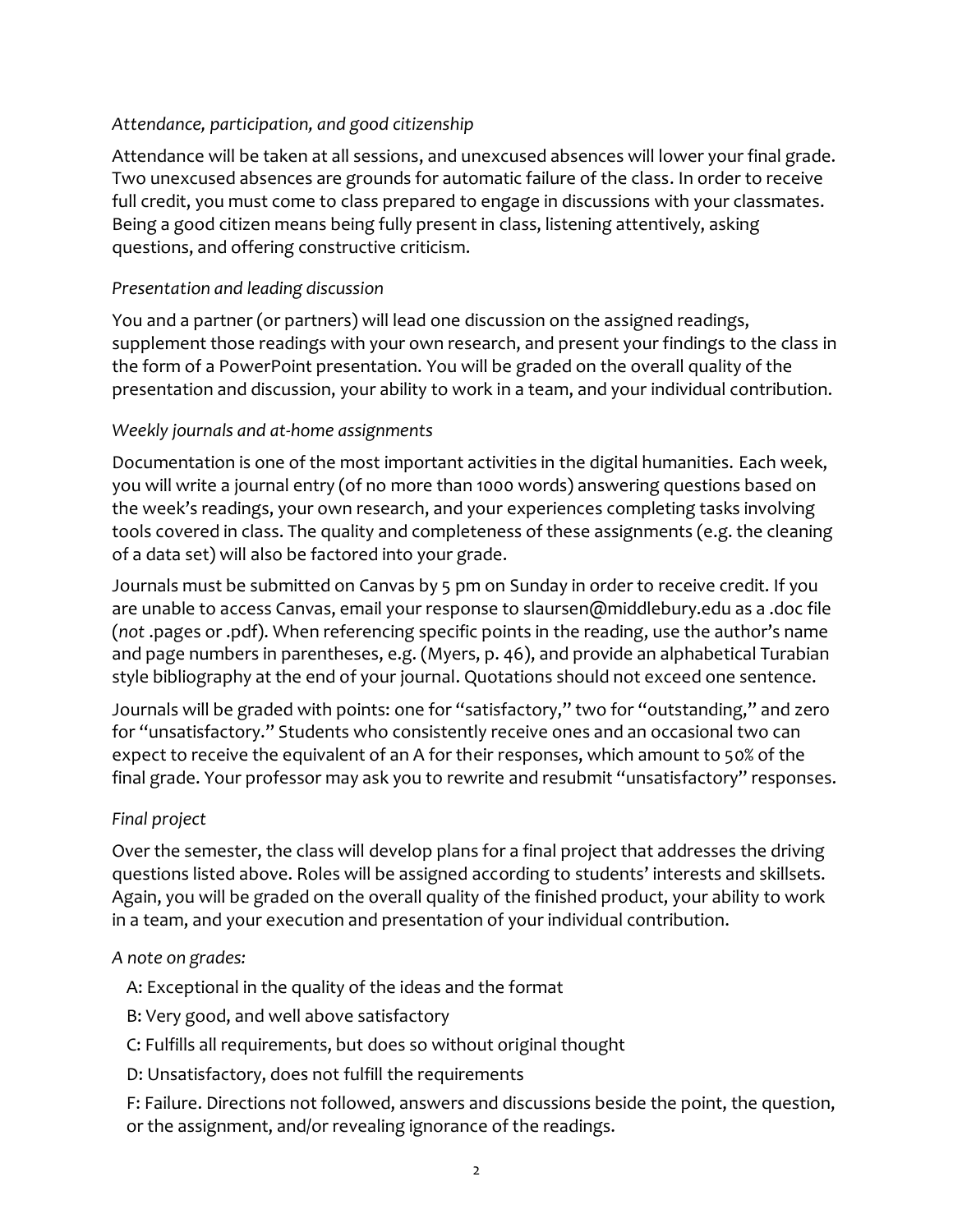*Attendance, participation, and good citizenship*

Attendance will be taken at all sessions, and unexcused absences will lower your final grade. Two unexcused absences are grounds for automatic failure of the class. In order to receive full credit, you must come to class prepared to engage in discussions with your classmates. Being a good citizen means being fully present in class, listening attentively, asking questions, and offering constructive criticism.

*Presentation and leading discussion*

You and a partner (or partners) will lead one discussion on the assigned readings, supplement those readings with your own research, and present your findings to the class in the form of a PowerPoint presentation. You will be graded on the overall quality of the presentation and discussion, your ability to work in a team, and your individual contribution.

*Weekly journals and at-home assignments*

Documentation is one of the most important activities in the digital humanities. Each week, you will write a journal entry (of no more than 1000 words) answering questions based on the week's readings, your own research, and your experiences completing tasks involving tools covered in class. The quality and completeness of these assignments (e.g. the cleaning of a data set) will also be factored into your grade.

Journals must be submitted on Canvas by 5 pm on Sunday in order to receive credit. If you are unable to access Canvas, email your response to slaursen@middlebury.edu as a .doc file (*not* .pages or .pdf). When referencing specific points in the reading, use the author's name and page numbers in parentheses, e.g. (Myers, p. 46), and provide an alphabetical Turabian style bibliography at the end of your journal. Quotations should not exceed one sentence.

Journals will be graded with points: one for "satisfactory," two for "outstanding," and zero for "unsatisfactory." Students who consistently receive ones and an occasional two can expect to receive the equivalent of an A for their responses, which amount to 50% of the final grade. Your professor may ask you to rewrite and resubmit "unsatisfactory" responses.

*Final project*

Over the semester, the class will develop plans for a final project that addresses the driving questions listed above. Roles will be assigned according to students' interests and skillsets. Again, you will be graded on the overall quality of the finished product, your ability to work in a team, and your execution and presentation of your individual contribution.

*A note on grades:*

A: Exceptional in the quality of the ideas and the format

B: Very good, and well above satisfactory

C: Fulfills all requirements, but does so without original thought

D: Unsatisfactory, does not fulfill the requirements

F: Failure. Directions not followed, answers and discussions beside the point, the question, or the assignment, and/or revealing ignorance of the readings.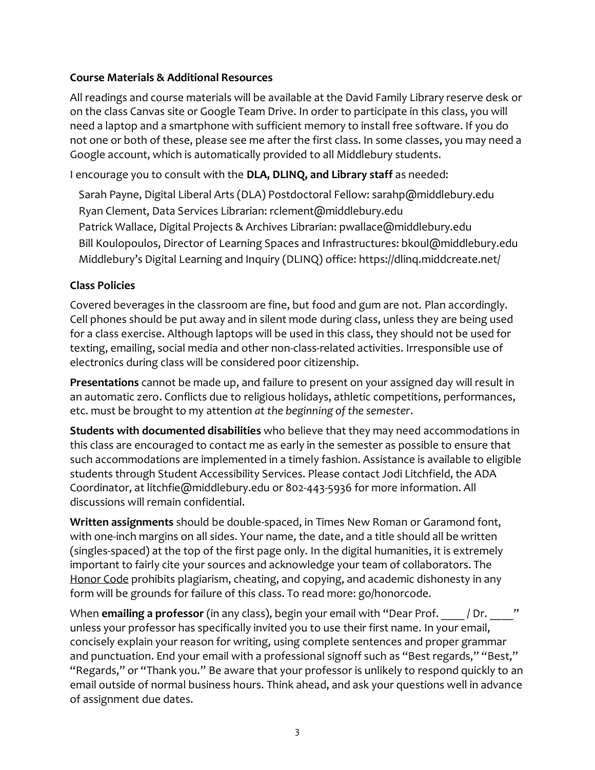**Course Materials & Additional Resources**

All readings and course materials will be available at the David Family Library reserve desk or on the class Canvas site or Google Team Drive. In order to participate in this class, you will need a laptop and a smartphone with sufficient memory to install free software. If you do not one or both of these, please see me after the first class. In some classes, you may need a Google account, which is automatically provided to all Middlebury students.

I encourage you to consult with the **DLA, DLINQ, and Library staff** as needed:

Sarah Payne, Digital Liberal Arts (DLA) Postdoctoral Fellow: sarahp@middlebury.edu
Ryan Clement, Data Services Librarian: rclement@middlebury.edu
Patrick Wallace, Digital Projects & Archives Librarian: pwallace@middlebury.edu
Bill Koulopoulos, Director of Learning Spaces and Infrastructures: bkoul@middlebury.edu
Middlebury's Digital Learning and Inquiry (DLINQ) office: https://dlinq.middcreate.net/

**Class Policies**

Covered beverages in the classroom are fine, but food and gum are not. Plan accordingly. Cell phones should be put away and in silent mode during class, unless they are being used for a class exercise. Although laptops will be used in this class, they should not be used for texting, emailing, social media and other non-class-related activities. Irresponsible use of electronics during class will be considered poor citizenship.

**Presentations** cannot be made up, and failure to present on your assigned day will result in an automatic zero. Conflicts due to religious holidays, athletic competitions, performances, etc. must be brought to my attention *at the beginning of the semester*.

**Students with documented disabilities** who believe that they may need accommodations in this class are encouraged to contact me as early in the semester as possible to ensure that such accommodations are implemented in a timely fashion. Assistance is available to eligible students through Student Accessibility Services. Please contact Jodi Litchfield, the ADA Coordinator, at litchfie@middlebury.edu or 802-443-5936 for more information. All discussions will remain confidential.

**Written assignments** should be double-spaced, in Times New Roman or Garamond font, with one-inch margins on all sides. Your name, the date, and a title should all be written (singles-spaced) at the top of the first page only. In the digital humanities, it is extremely important to fairly cite your sources and acknowledge your team of collaborators. The Honor Code prohibits plagiarism, cheating, and copying, and academic dishonesty in any form will be grounds for failure of this class. To read more: go/honorcode.

When **emailing a professor** (in any class), begin your email with "Dear Prof. ____ / Dr. ____" unless your professor has specifically invited you to use their first name. In your email, concisely explain your reason for writing, using complete sentences and proper grammar and punctuation. End your email with a professional signoff such as "Best regards," "Best," "Regards," or "Thank you." Be aware that your professor is unlikely to respond quickly to an email outside of normal business hours. Think ahead, and ask your questions well in advance of assignment due dates.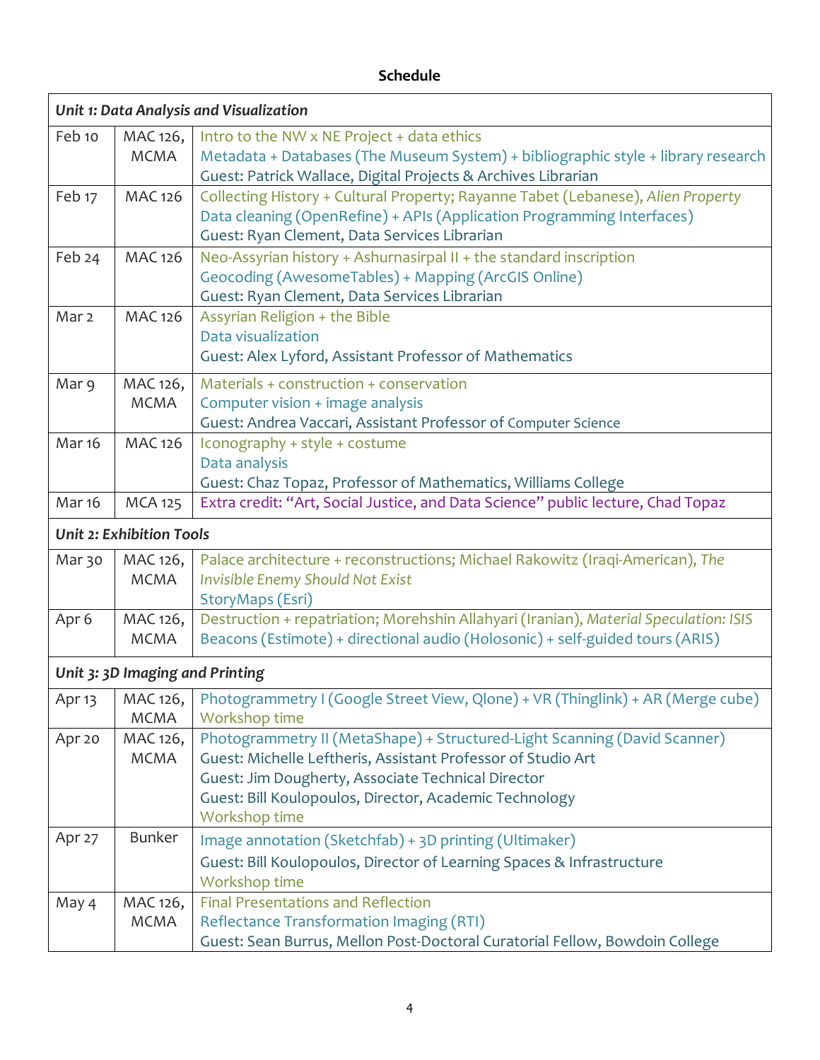**Schedule**

| | | |
|---|---|---|
| ***Unit 1: Data Analysis and Visualization*** | | |
| Feb 10 | MAC 126, MCMA | Intro to the NW x NE Project + data ethics<br>Metadata + Databases (The Museum System) + bibliographic style + library research<br>Guest: Patrick Wallace, Digital Projects & Archives Librarian |
| Feb 17 | MAC 126 | Collecting History + Cultural Property; Rayanne Tabet (Lebanese), *Alien Property*<br>Data cleaning (OpenRefine) + APIs (Application Programming Interfaces)<br>Guest: Ryan Clement, Data Services Librarian |
| Feb 24 | MAC 126 | Neo-Assyrian history + Ashurnasirpal II + the standard inscription<br>Geocoding (AwesomeTables) + Mapping (ArcGIS Online)<br>Guest: Ryan Clement, Data Services Librarian |
| Mar 2 | MAC 126 | Assyrian Religion + the Bible<br>Data visualization<br>Guest: Alex Lyford, Assistant Professor of Mathematics |
| Mar 9 | MAC 126, MCMA | Materials + construction + conservation<br>Computer vision + image analysis<br>Guest: Andrea Vaccari, Assistant Professor of Computer Science |
| Mar 16 | MAC 126 | Iconography + style + costume<br>Data analysis<br>Guest: Chaz Topaz, Professor of Mathematics, Williams College |
| Mar 16 | MCA 125 | Extra credit: "Art, Social Justice, and Data Science" public lecture, Chad Topaz |
| ***Unit 2: Exhibition Tools*** | | |
| Mar 30 | MAC 126, MCMA | Palace architecture + reconstructions; Michael Rakowitz (Iraqi-American), *The Invisible Enemy Should Not Exist*<br>StoryMaps (Esri) |
| Apr 6 | MAC 126, MCMA | Destruction + repatriation; Morehshin Allahyari (Iranian), *Material Speculation: ISIS*<br>Beacons (Estimote) + directional audio (Holosonic) + self-guided tours (ARIS) |
| ***Unit 3: 3D Imaging and Printing*** | | |
| Apr 13 | MAC 126, MCMA | Photogrammetry I (Google Street View, Qlone) + VR (Thinglink) + AR (Merge cube)<br>Workshop time |
| Apr 20 | MAC 126, MCMA | Photogrammetry II (MetaShape) + Structured-Light Scanning (David Scanner)<br>Guest: Michelle Leftheris, Assistant Professor of Studio Art<br>Guest: Jim Dougherty, Associate Technical Director<br>Guest: Bill Koulopoulos, Director, Academic Technology<br>Workshop time |
| Apr 27 | Bunker | Image annotation (Sketchfab) + 3D printing (Ultimaker)<br>Guest: Bill Koulopoulos, Director of Learning Spaces & Infrastructure<br>Workshop time |
| May 4 | MAC 126, MCMA | Final Presentations and Reflection<br>Reflectance Transformation Imaging (RTI)<br>Guest: Sean Burrus, Mellon Post-Doctoral Curatorial Fellow, Bowdoin College |